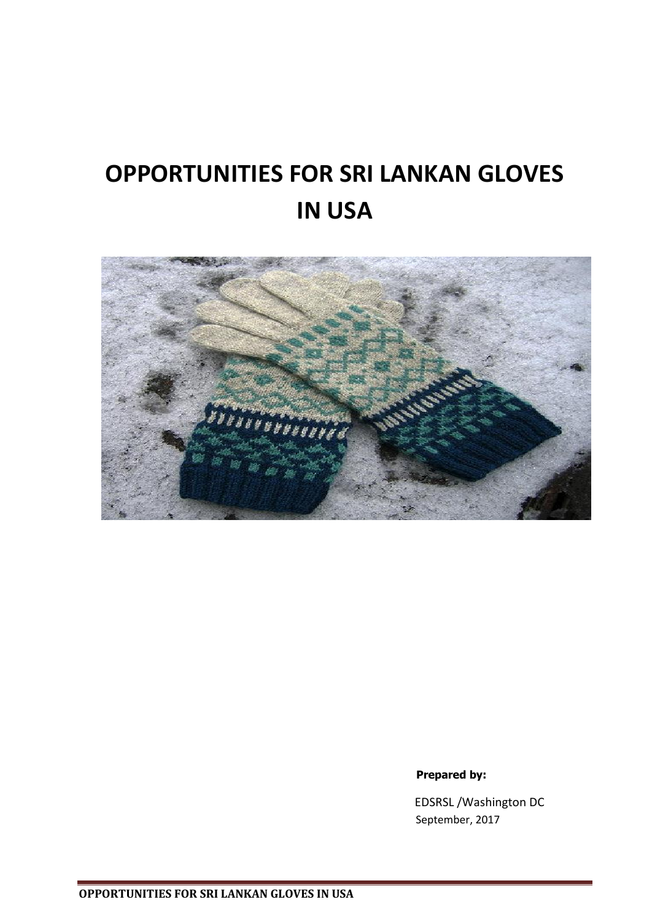# OPPORTUNITIES FOR SRI LANKAN GLOVES IN USA

**Prepared by:**

EDSRSL /Washington DC
September, 2017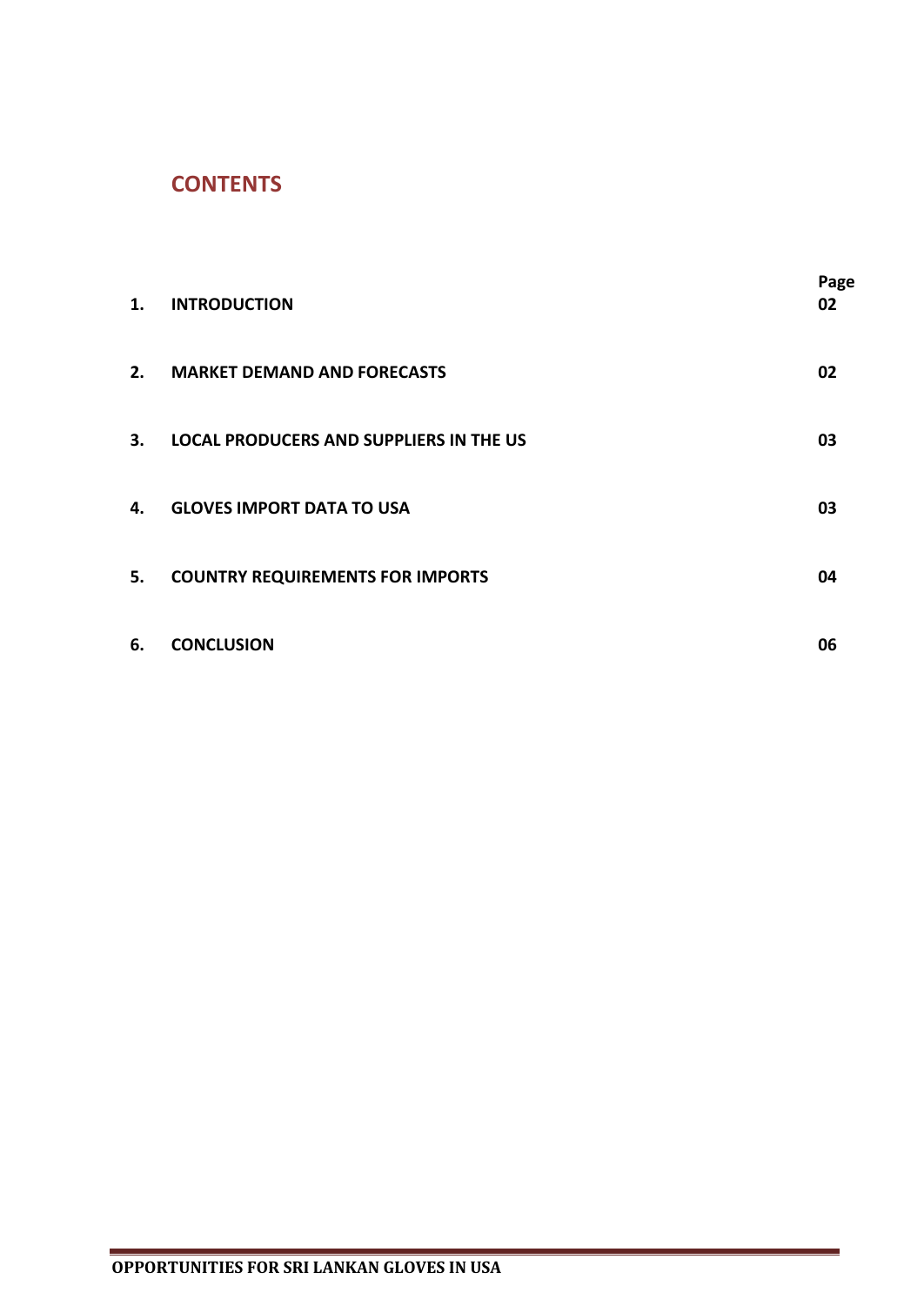## CONTENTS

| | | Page |
|---|---|---|
| **1.** | **INTRODUCTION** | **02** |
| **2.** | **MARKET DEMAND AND FORECASTS** | **02** |
| **3.** | **LOCAL PRODUCERS AND SUPPLIERS IN THE US** | **03** |
| **4.** | **GLOVES IMPORT DATA TO USA** | **03** |
| **5.** | **COUNTRY REQUIREMENTS FOR IMPORTS** | **04** |
| **6.** | **CONCLUSION** | **06** |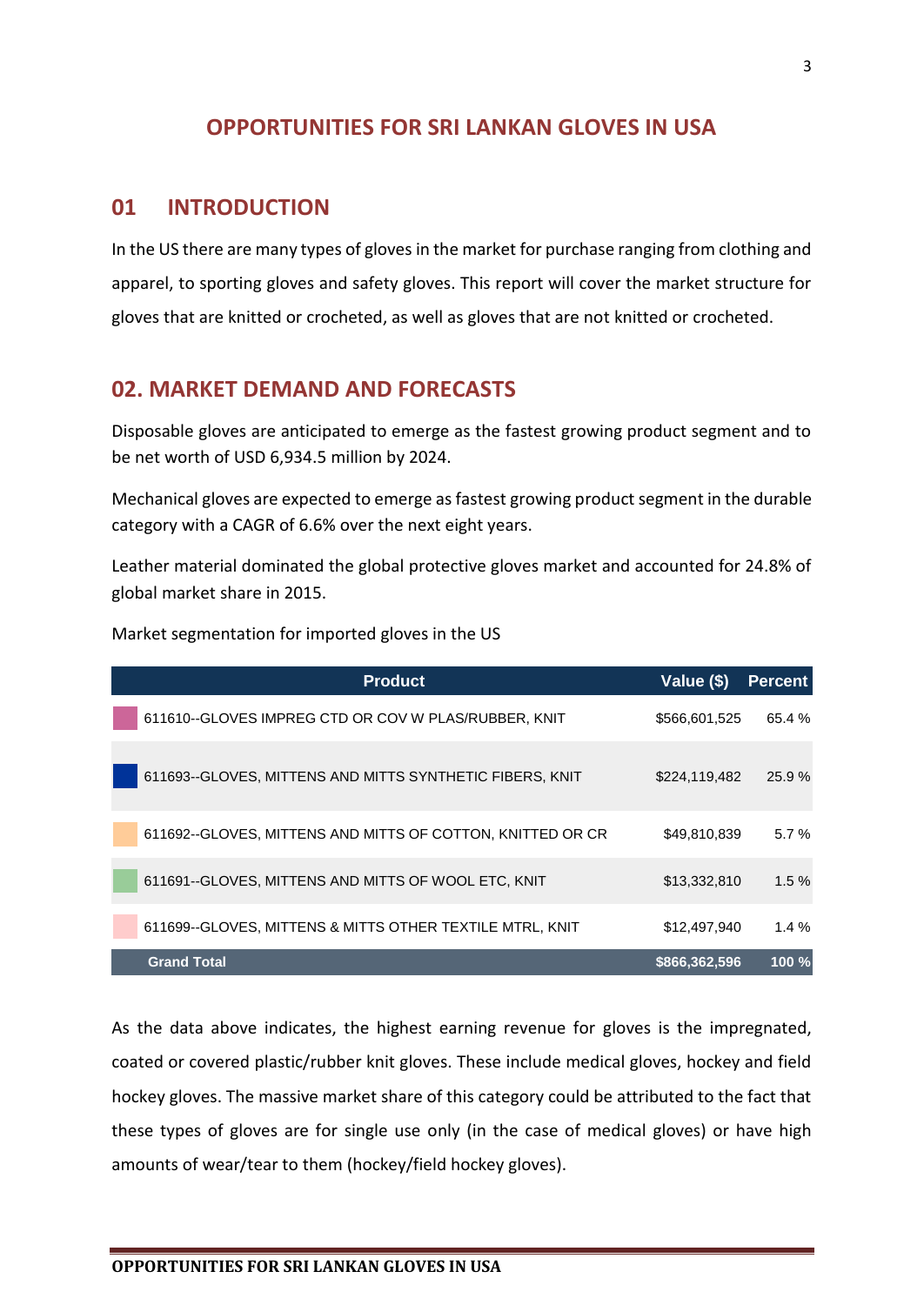# OPPORTUNITIES FOR SRI LANKAN GLOVES IN USA

## 01 INTRODUCTION

In the US there are many types of gloves in the market for purchase ranging from clothing and apparel, to sporting gloves and safety gloves. This report will cover the market structure for gloves that are knitted or crocheted, as well as gloves that are not knitted or crocheted.

## 02. MARKET DEMAND AND FORECASTS

Disposable gloves are anticipated to emerge as the fastest growing product segment and to be net worth of USD 6,934.5 million by 2024.

Mechanical gloves are expected to emerge as fastest growing product segment in the durable category with a CAGR of 6.6% over the next eight years.

Leather material dominated the global protective gloves market and accounted for 24.8% of global market share in 2015.

Market segmentation for imported gloves in the US

| Product | Value ($) | Percent |
|---|---|---|
| 611610--GLOVES IMPREG CTD OR COV W PLAS/RUBBER, KNIT | $566,601,525 | 65.4 % |
| 611693--GLOVES, MITTENS AND MITTS SYNTHETIC FIBERS, KNIT | $224,119,482 | 25.9 % |
| 611692--GLOVES, MITTENS AND MITTS OF COTTON, KNITTED OR CR | $49,810,839 | 5.7 % |
| 611691--GLOVES, MITTENS AND MITTS OF WOOL ETC, KNIT | $13,332,810 | 1.5 % |
| 611699--GLOVES, MITTENS & MITTS OTHER TEXTILE MTRL, KNIT | $12,497,940 | 1.4 % |
| **Grand Total** | **$866,362,596** | **100 %** |

As the data above indicates, the highest earning revenue for gloves is the impregnated, coated or covered plastic/rubber knit gloves. These include medical gloves, hockey and field hockey gloves. The massive market share of this category could be attributed to the fact that these types of gloves are for single use only (in the case of medical gloves) or have high amounts of wear/tear to them (hockey/field hockey gloves).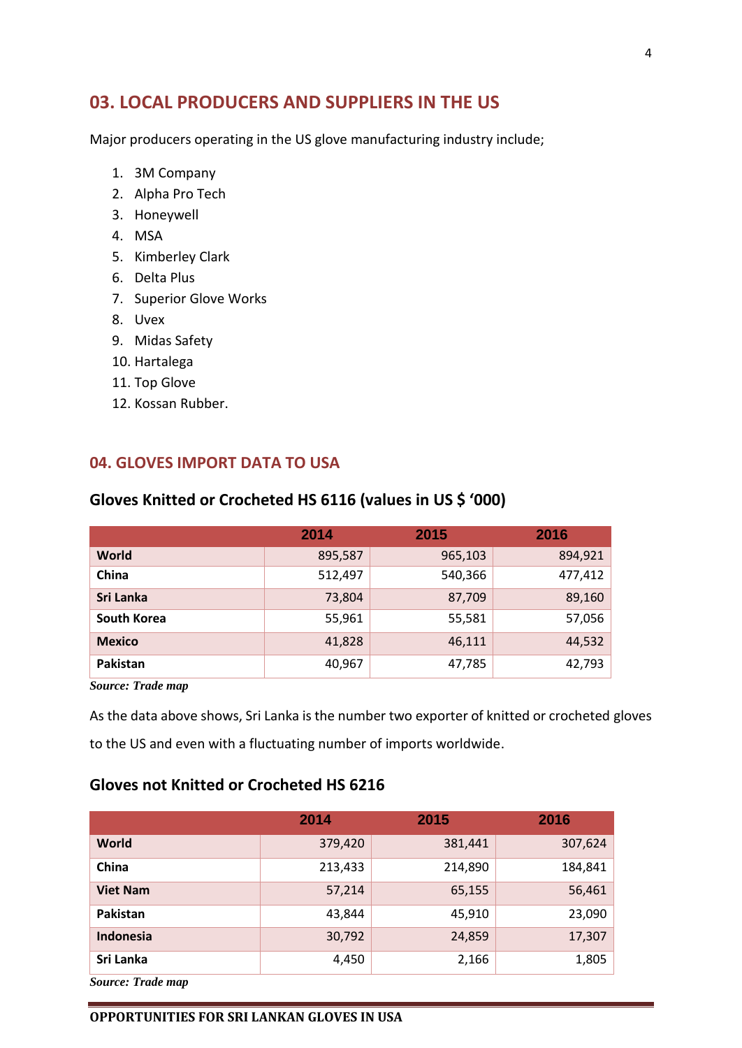## 03. LOCAL PRODUCERS AND SUPPLIERS IN THE US

Major producers operating in the US glove manufacturing industry include;

1. 3M Company
2. Alpha Pro Tech
3. Honeywell
4. MSA
5. Kimberley Clark
6. Delta Plus
7. Superior Glove Works
8. Uvex
9. Midas Safety
10. Hartalega
11. Top Glove
12. Kossan Rubber.

## 04. GLOVES IMPORT DATA TO USA

### Gloves Knitted or Crocheted HS 6116 (values in US $ '000)

| | 2014 | 2015 | 2016 |
|---|---|---|---|
| **World** | 895,587 | 965,103 | 894,921 |
| **China** | 512,497 | 540,366 | 477,412 |
| **Sri Lanka** | 73,804 | 87,709 | 89,160 |
| **South Korea** | 55,961 | 55,581 | 57,056 |
| **Mexico** | 41,828 | 46,111 | 44,532 |
| **Pakistan** | 40,967 | 47,785 | 42,793 |

***Source: Trade map***

As the data above shows, Sri Lanka is the number two exporter of knitted or crocheted gloves to the US and even with a fluctuating number of imports worldwide.

### Gloves not Knitted or Crocheted HS 6216

| | 2014 | 2015 | 2016 |
|---|---|---|---|
| **World** | 379,420 | 381,441 | 307,624 |
| **China** | 213,433 | 214,890 | 184,841 |
| **Viet Nam** | 57,214 | 65,155 | 56,461 |
| **Pakistan** | 43,844 | 45,910 | 23,090 |
| **Indonesia** | 30,792 | 24,859 | 17,307 |
| **Sri Lanka** | 4,450 | 2,166 | 1,805 |

***Source: Trade map***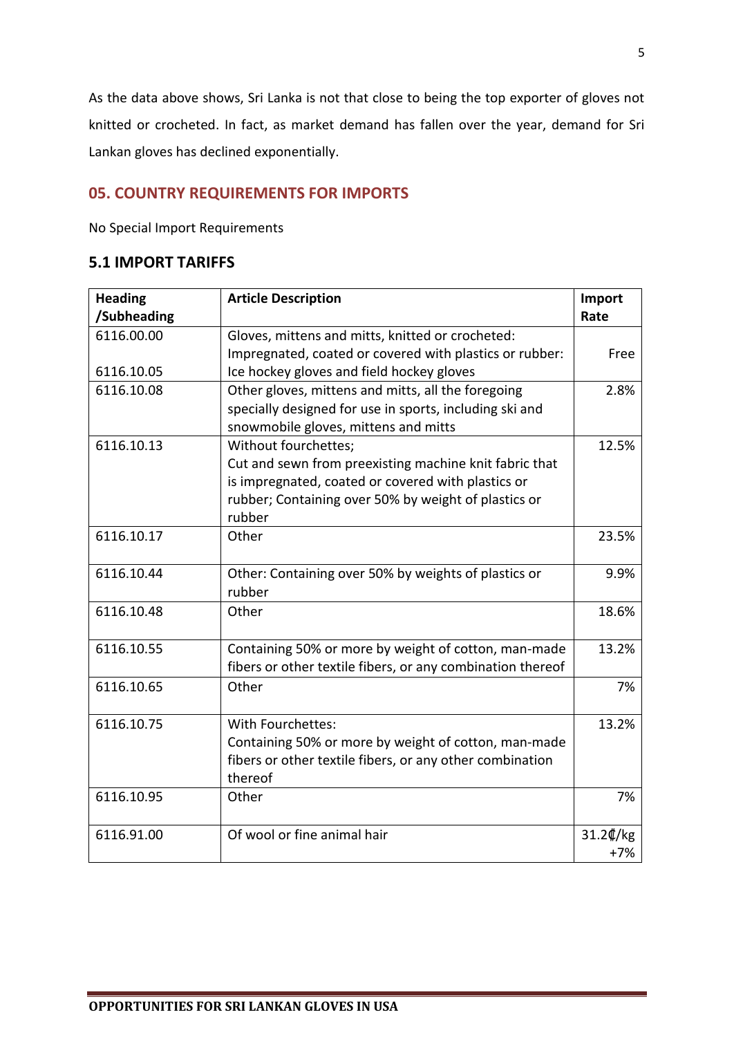As the data above shows, Sri Lanka is not that close to being the top exporter of gloves not knitted or crocheted. In fact, as market demand has fallen over the year, demand for Sri Lankan gloves has declined exponentially.

## 05. COUNTRY REQUIREMENTS FOR IMPORTS

No Special Import Requirements

### 5.1 IMPORT TARIFFS

| Heading /Subheading | Article Description | Import Rate |
|---|---|---|
| 6116.00.00<br><br>6116.10.05 | Gloves, mittens and mitts, knitted or crocheted: Impregnated, coated or covered with plastics or rubber: Ice hockey gloves and field hockey gloves | Free |
| 6116.10.08 | Other gloves, mittens and mitts, all the foregoing specially designed for use in sports, including ski and snowmobile gloves, mittens and mitts | 2.8% |
| 6116.10.13 | Without fourchettes;<br>Cut and sewn from preexisting machine knit fabric that is impregnated, coated or covered with plastics or rubber; Containing over 50% by weight of plastics or rubber | 12.5% |
| 6116.10.17 | Other | 23.5% |
| 6116.10.44 | Other: Containing over 50% by weights of plastics or rubber | 9.9% |
| 6116.10.48 | Other | 18.6% |
| 6116.10.55 | Containing 50% or more by weight of cotton, man-made fibers or other textile fibers, or any combination thereof | 13.2% |
| 6116.10.65 | Other | 7% |
| 6116.10.75 | With Fourchettes:<br>Containing 50% or more by weight of cotton, man-made fibers or other textile fibers, or any other combination thereof | 13.2% |
| 6116.10.95 | Other | 7% |
| 6116.91.00 | Of wool or fine animal hair | 31.2₵/kg +7% |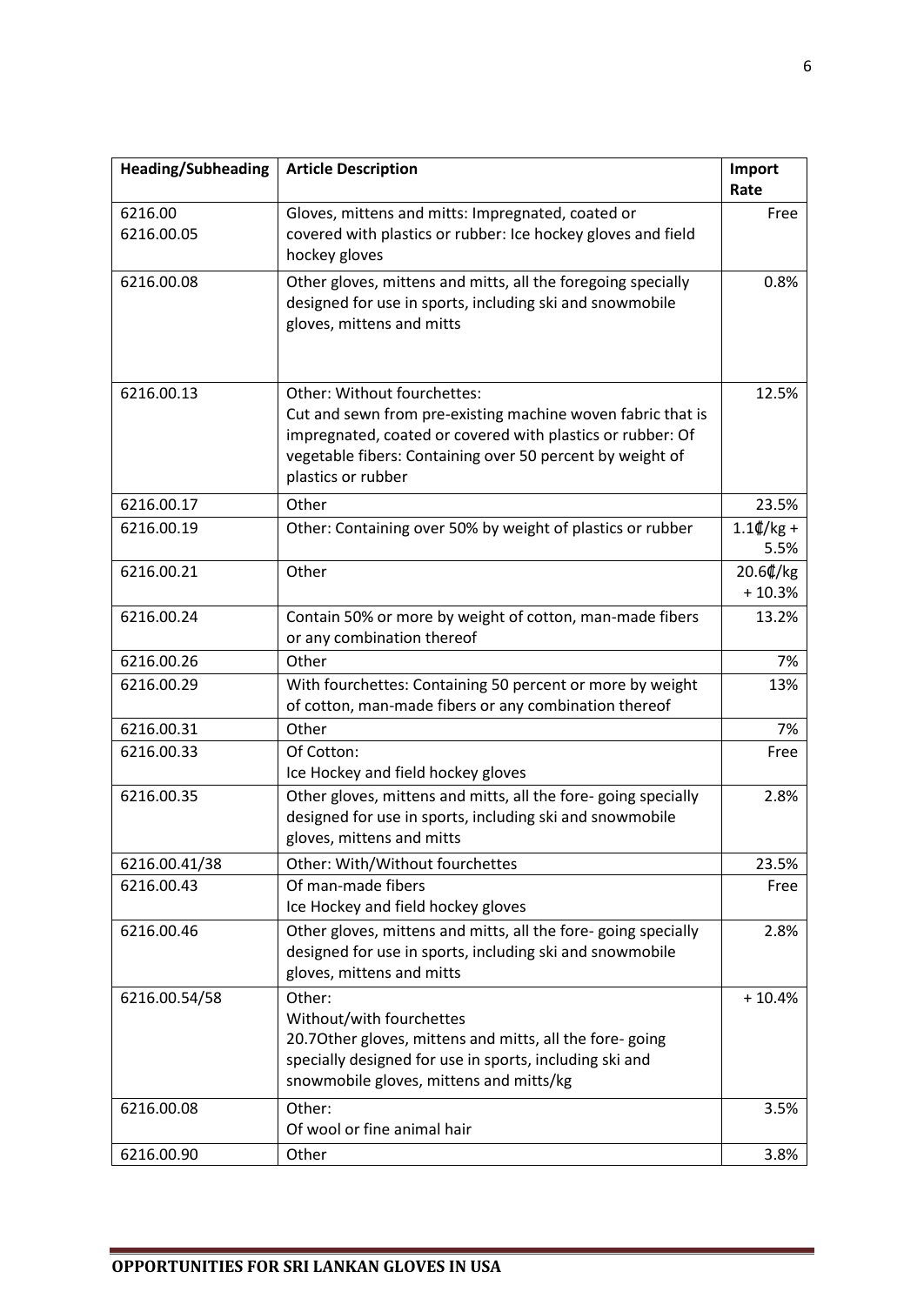| Heading/Subheading | Article Description | Import Rate |
|---|---|---|
| 6216.00<br>6216.00.05 | Gloves, mittens and mitts: Impregnated, coated or covered with plastics or rubber: Ice hockey gloves and field hockey gloves | Free |
| 6216.00.08 | Other gloves, mittens and mitts, all the foregoing specially designed for use in sports, including ski and snowmobile gloves, mittens and mitts | 0.8% |
| 6216.00.13 | Other: Without fourchettes:<br>Cut and sewn from pre-existing machine woven fabric that is impregnated, coated or covered with plastics or rubber: Of vegetable fibers: Containing over 50 percent by weight of plastics or rubber | 12.5% |
| 6216.00.17 | Other | 23.5% |
| 6216.00.19 | Other: Containing over 50% by weight of plastics or rubber | 1.1₵/kg + 5.5% |
| 6216.00.21 | Other | 20.6₵/kg + 10.3% |
| 6216.00.24 | Contain 50% or more by weight of cotton, man-made fibers or any combination thereof | 13.2% |
| 6216.00.26 | Other | 7% |
| 6216.00.29 | With fourchettes: Containing 50 percent or more by weight of cotton, man-made fibers or any combination thereof | 13% |
| 6216.00.31 | Other | 7% |
| 6216.00.33 | Of Cotton:<br>Ice Hockey and field hockey gloves | Free |
| 6216.00.35 | Other gloves, mittens and mitts, all the fore- going specially designed for use in sports, including ski and snowmobile gloves, mittens and mitts | 2.8% |
| 6216.00.41/38 | Other: With/Without fourchettes | 23.5% |
| 6216.00.43 | Of man-made fibers<br>Ice Hockey and field hockey gloves | Free |
| 6216.00.46 | Other gloves, mittens and mitts, all the fore- going specially designed for use in sports, including ski and snowmobile gloves, mittens and mitts | 2.8% |
| 6216.00.54/58 | Other:<br>Without/with fourchettes<br>20.7Other gloves, mittens and mitts, all the fore- going specially designed for use in sports, including ski and snowmobile gloves, mittens and mitts/kg | + 10.4% |
| 6216.00.08 | Other:<br>Of wool or fine animal hair | 3.5% |
| 6216.00.90 | Other | 3.8% |

**OPPORTUNITIES FOR SRI LANKAN GLOVES IN USA**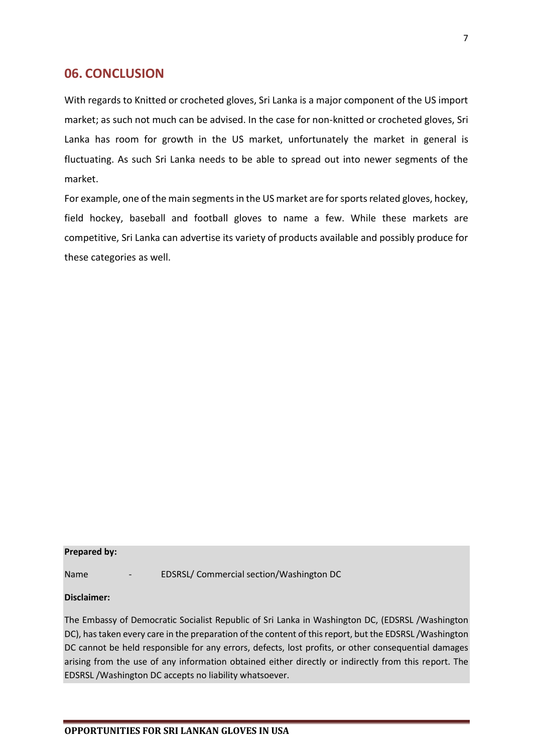## 06. CONCLUSION

With regards to Knitted or crocheted gloves, Sri Lanka is a major component of the US import market; as such not much can be advised. In the case for non-knitted or crocheted gloves, Sri Lanka has room for growth in the US market, unfortunately the market in general is fluctuating. As such Sri Lanka needs to be able to spread out into newer segments of the market.

For example, one of the main segments in the US market are for sports related gloves, hockey, field hockey, baseball and football gloves to name a few. While these markets are competitive, Sri Lanka can advertise its variety of products available and possibly produce for these categories as well.

**Prepared by:**

Name - EDSRSL/ Commercial section/Washington DC

**Disclaimer:**

The Embassy of Democratic Socialist Republic of Sri Lanka in Washington DC, (EDSRSL /Washington DC), has taken every care in the preparation of the content of this report, but the EDSRSL /Washington DC cannot be held responsible for any errors, defects, lost profits, or other consequential damages arising from the use of any information obtained either directly or indirectly from this report. The EDSRSL /Washington DC accepts no liability whatsoever.